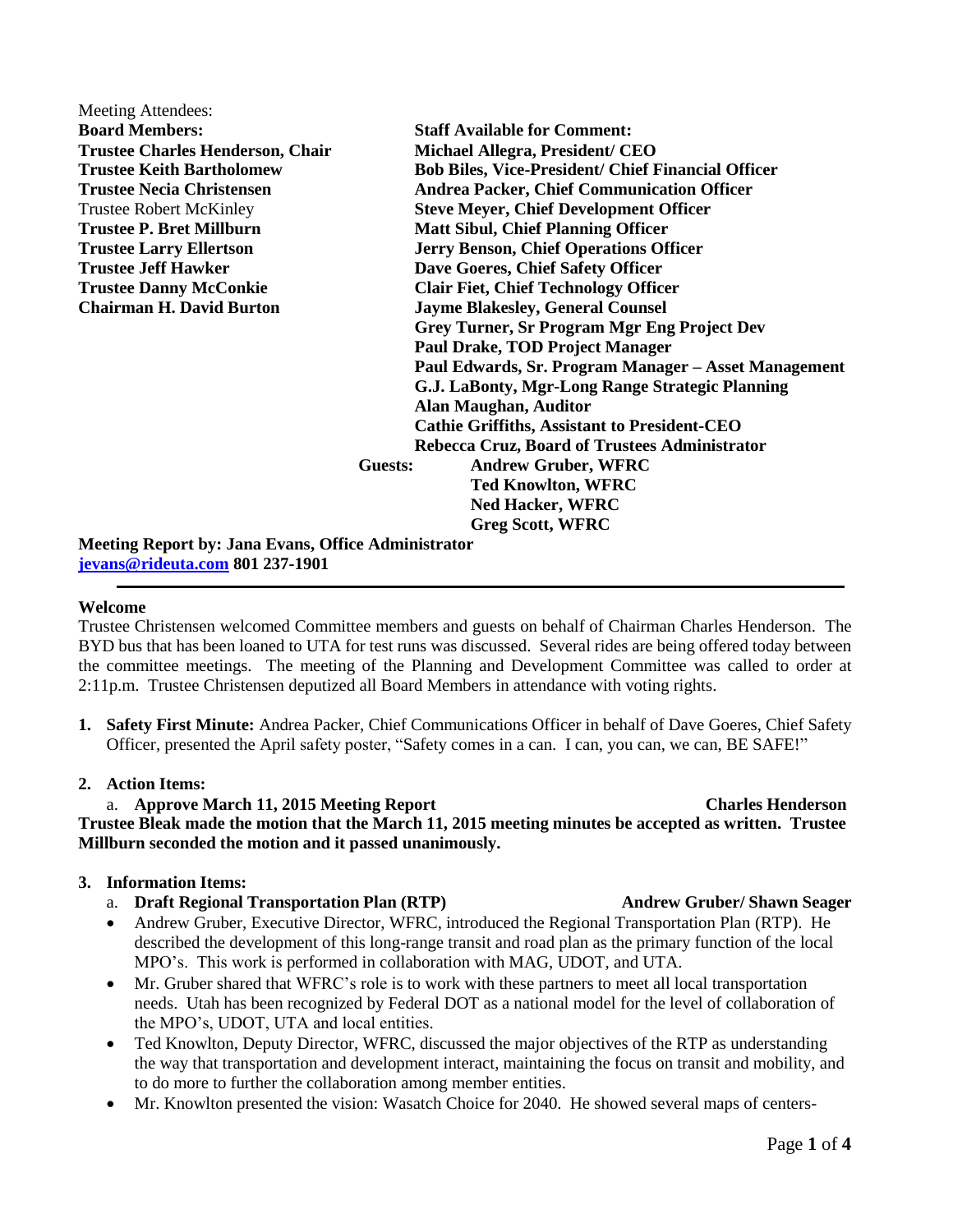Meeting Attendees:

**Board Members:**
**Trustee Charles Henderson, Chair**
**Trustee Keith Bartholomew**
**Trustee Necia Christensen**
Trustee Robert McKinley
**Trustee P. Bret Millburn**
**Trustee Larry Ellertson**
**Trustee Jeff Hawker**
**Trustee Danny McConkie**
**Chairman H. David Burton**

**Staff Available for Comment:**
**Michael Allegra, President/ CEO**
**Bob Biles, Vice-President/ Chief Financial Officer**
**Andrea Packer, Chief Communication Officer**
**Steve Meyer, Chief Development Officer**
**Matt Sibul, Chief Planning Officer**
**Jerry Benson, Chief Operations Officer**
**Dave Goeres, Chief Safety Officer**
**Clair Fiet, Chief Technology Officer**
**Jayme Blakesley, General Counsel**
**Grey Turner, Sr Program Mgr Eng Project Dev**
**Paul Drake, TOD Project Manager**
**Paul Edwards, Sr. Program Manager – Asset Management**
**G.J. LaBonty, Mgr-Long Range Strategic Planning**
**Alan Maughan, Auditor**
**Cathie Griffiths, Assistant to President-CEO**
**Rebecca Cruz, Board of Trustees Administrator**

**Guests:**
**Andrew Gruber, WFRC**
**Ted Knowlton, WFRC**
**Ned Hacker, WFRC**
**Greg Scott, WFRC**

**Meeting Report by: Jana Evans, Office Administrator**
**jevans@rideuta.com 801 237-1901**

---

**Welcome**

Trustee Christensen welcomed Committee members and guests on behalf of Chairman Charles Henderson. The BYD bus that has been loaned to UTA for test runs was discussed. Several rides are being offered today between the committee meetings. The meeting of the Planning and Development Committee was called to order at 2:11p.m. Trustee Christensen deputized all Board Members in attendance with voting rights.

1. **Safety First Minute:** Andrea Packer, Chief Communications Officer in behalf of Dave Goeres, Chief Safety Officer, presented the April safety poster, "Safety comes in a can. I can, you can, we can, BE SAFE!"

2. **Action Items:**

   a. **Approve March 11, 2015 Meeting Report** **Charles Henderson**

**Trustee Bleak made the motion that the March 11, 2015 meeting minutes be accepted as written. Trustee Millburn seconded the motion and it passed unanimously.**

3. **Information Items:**

   a. **Draft Regional Transportation Plan (RTP)** **Andrew Gruber/ Shawn Seager**

   - Andrew Gruber, Executive Director, WFRC, introduced the Regional Transportation Plan (RTP). He described the development of this long-range transit and road plan as the primary function of the local MPO's. This work is performed in collaboration with MAG, UDOT, and UTA.
   - Mr. Gruber shared that WFRC's role is to work with these partners to meet all local transportation needs. Utah has been recognized by Federal DOT as a national model for the level of collaboration of the MPO's, UDOT, UTA and local entities.
   - Ted Knowlton, Deputy Director, WFRC, discussed the major objectives of the RTP as understanding the way that transportation and development interact, maintaining the focus on transit and mobility, and to do more to further the collaboration among member entities.
   - Mr. Knowlton presented the vision: Wasatch Choice for 2040. He showed several maps of centers-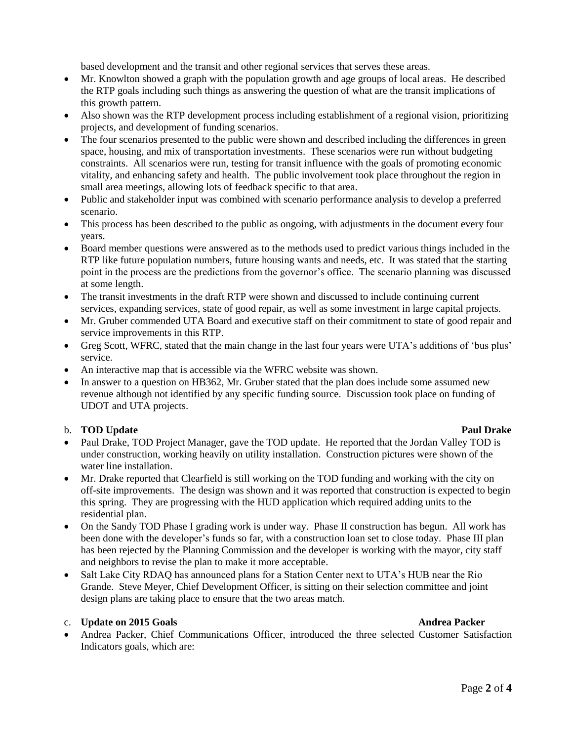based development and the transit and other regional services that serves these areas.

- Mr. Knowlton showed a graph with the population growth and age groups of local areas. He described the RTP goals including such things as answering the question of what are the transit implications of this growth pattern.
- Also shown was the RTP development process including establishment of a regional vision, prioritizing projects, and development of funding scenarios.
- The four scenarios presented to the public were shown and described including the differences in green space, housing, and mix of transportation investments. These scenarios were run without budgeting constraints. All scenarios were run, testing for transit influence with the goals of promoting economic vitality, and enhancing safety and health. The public involvement took place throughout the region in small area meetings, allowing lots of feedback specific to that area.
- Public and stakeholder input was combined with scenario performance analysis to develop a preferred scenario.
- This process has been described to the public as ongoing, with adjustments in the document every four years.
- Board member questions were answered as to the methods used to predict various things included in the RTP like future population numbers, future housing wants and needs, etc. It was stated that the starting point in the process are the predictions from the governor's office. The scenario planning was discussed at some length.
- The transit investments in the draft RTP were shown and discussed to include continuing current services, expanding services, state of good repair, as well as some investment in large capital projects.
- Mr. Gruber commended UTA Board and executive staff on their commitment to state of good repair and service improvements in this RTP.
- Greg Scott, WFRC, stated that the main change in the last four years were UTA's additions of 'bus plus' service.
- An interactive map that is accessible via the WFRC website was shown.
- In answer to a question on HB362, Mr. Gruber stated that the plan does include some assumed new revenue although not identified by any specific funding source. Discussion took place on funding of UDOT and UTA projects.

b. **TOD Update** **Paul Drake**

- Paul Drake, TOD Project Manager, gave the TOD update. He reported that the Jordan Valley TOD is under construction, working heavily on utility installation. Construction pictures were shown of the water line installation.
- Mr. Drake reported that Clearfield is still working on the TOD funding and working with the city on off-site improvements. The design was shown and it was reported that construction is expected to begin this spring. They are progressing with the HUD application which required adding units to the residential plan.
- On the Sandy TOD Phase I grading work is under way. Phase II construction has begun. All work has been done with the developer's funds so far, with a construction loan set to close today. Phase III plan has been rejected by the Planning Commission and the developer is working with the mayor, city staff and neighbors to revise the plan to make it more acceptable.
- Salt Lake City RDAQ has announced plans for a Station Center next to UTA's HUB near the Rio Grande. Steve Meyer, Chief Development Officer, is sitting on their selection committee and joint design plans are taking place to ensure that the two areas match.

c. **Update on 2015 Goals** **Andrea Packer**

- Andrea Packer, Chief Communications Officer, introduced the three selected Customer Satisfaction Indicators goals, which are: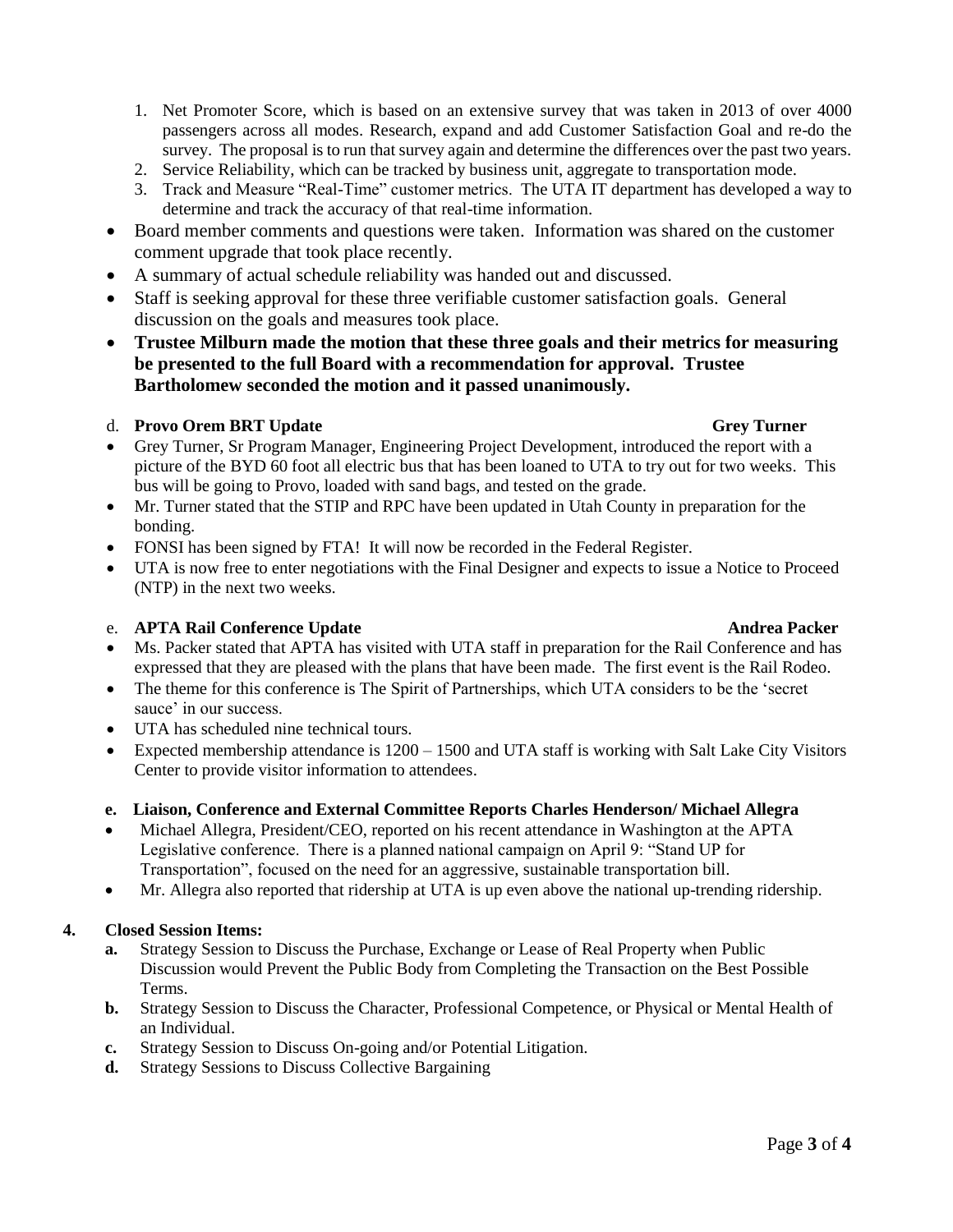1. Net Promoter Score, which is based on an extensive survey that was taken in 2013 of over 4000 passengers across all modes. Research, expand and add Customer Satisfaction Goal and re-do the survey. The proposal is to run that survey again and determine the differences over the past two years.
2. Service Reliability, which can be tracked by business unit, aggregate to transportation mode.
3. Track and Measure "Real-Time" customer metrics. The UTA IT department has developed a way to determine and track the accuracy of that real-time information.

- Board member comments and questions were taken. Information was shared on the customer comment upgrade that took place recently.
- A summary of actual schedule reliability was handed out and discussed.
- Staff is seeking approval for these three verifiable customer satisfaction goals. General discussion on the goals and measures took place.
- **Trustee Milburn made the motion that these three goals and their metrics for measuring be presented to the full Board with a recommendation for approval. Trustee Bartholomew seconded the motion and it passed unanimously.**

d. **Provo Orem BRT Update** **Grey Turner**

- Grey Turner, Sr Program Manager, Engineering Project Development, introduced the report with a picture of the BYD 60 foot all electric bus that has been loaned to UTA to try out for two weeks. This bus will be going to Provo, loaded with sand bags, and tested on the grade.
- Mr. Turner stated that the STIP and RPC have been updated in Utah County in preparation for the bonding.
- FONSI has been signed by FTA! It will now be recorded in the Federal Register.
- UTA is now free to enter negotiations with the Final Designer and expects to issue a Notice to Proceed (NTP) in the next two weeks.

e. **APTA Rail Conference Update** **Andrea Packer**

- Ms. Packer stated that APTA has visited with UTA staff in preparation for the Rail Conference and has expressed that they are pleased with the plans that have been made. The first event is the Rail Rodeo.
- The theme for this conference is The Spirit of Partnerships, which UTA considers to be the 'secret sauce' in our success.
- UTA has scheduled nine technical tours.
- Expected membership attendance is 1200 – 1500 and UTA staff is working with Salt Lake City Visitors Center to provide visitor information to attendees.

**e. Liaison, Conference and External Committee Reports Charles Henderson/ Michael Allegra**

- Michael Allegra, President/CEO, reported on his recent attendance in Washington at the APTA Legislative conference. There is a planned national campaign on April 9: "Stand UP for Transportation", focused on the need for an aggressive, sustainable transportation bill.
- Mr. Allegra also reported that ridership at UTA is up even above the national up-trending ridership.

**4. Closed Session Items:**

**a.** Strategy Session to Discuss the Purchase, Exchange or Lease of Real Property when Public Discussion would Prevent the Public Body from Completing the Transaction on the Best Possible Terms.

**b.** Strategy Session to Discuss the Character, Professional Competence, or Physical or Mental Health of an Individual.

**c.** Strategy Session to Discuss On-going and/or Potential Litigation.

**d.** Strategy Sessions to Discuss Collective Bargaining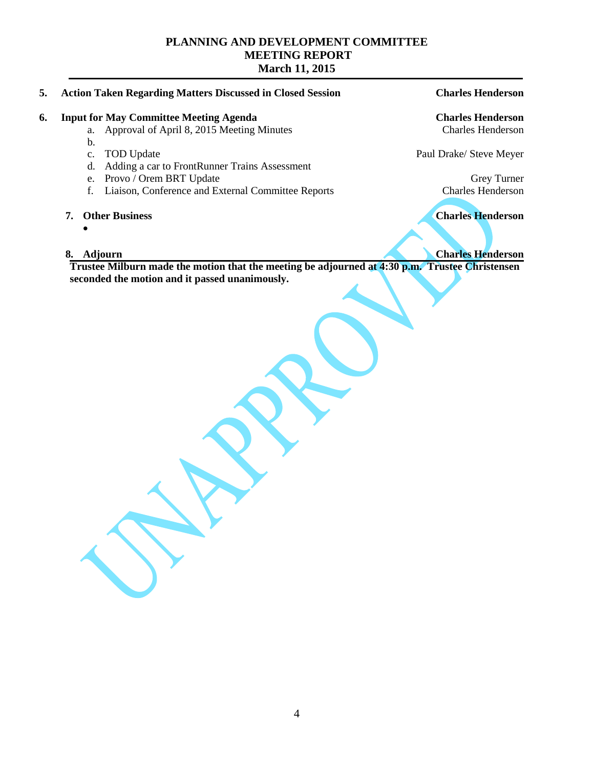**PLANNING AND DEVELOPMENT COMMITTEE**
**MEETING REPORT**
**March 11, 2015**

**5. Action Taken Regarding Matters Discussed in Closed Session** — **Charles Henderson**

**6. Input for May Committee Meeting Agenda** — **Charles Henderson**

a. Approval of April 8, 2015 Meeting Minutes — Charles Henderson
b.
c. TOD Update — Paul Drake/ Steve Meyer
d. Adding a car to FrontRunner Trains Assessment
e. Provo / Orem BRT Update — Grey Turner
f. Liaison, Conference and External Committee Reports — Charles Henderson

**7. Other Business** — **Charles Henderson**

-

**8. Adjourn** — **Charles Henderson**

**Trustee Milburn made the motion that the meeting be adjourned at 4:30 p.m. Trustee Christensen seconded the motion and it passed unanimously.**

UNAPPROVED